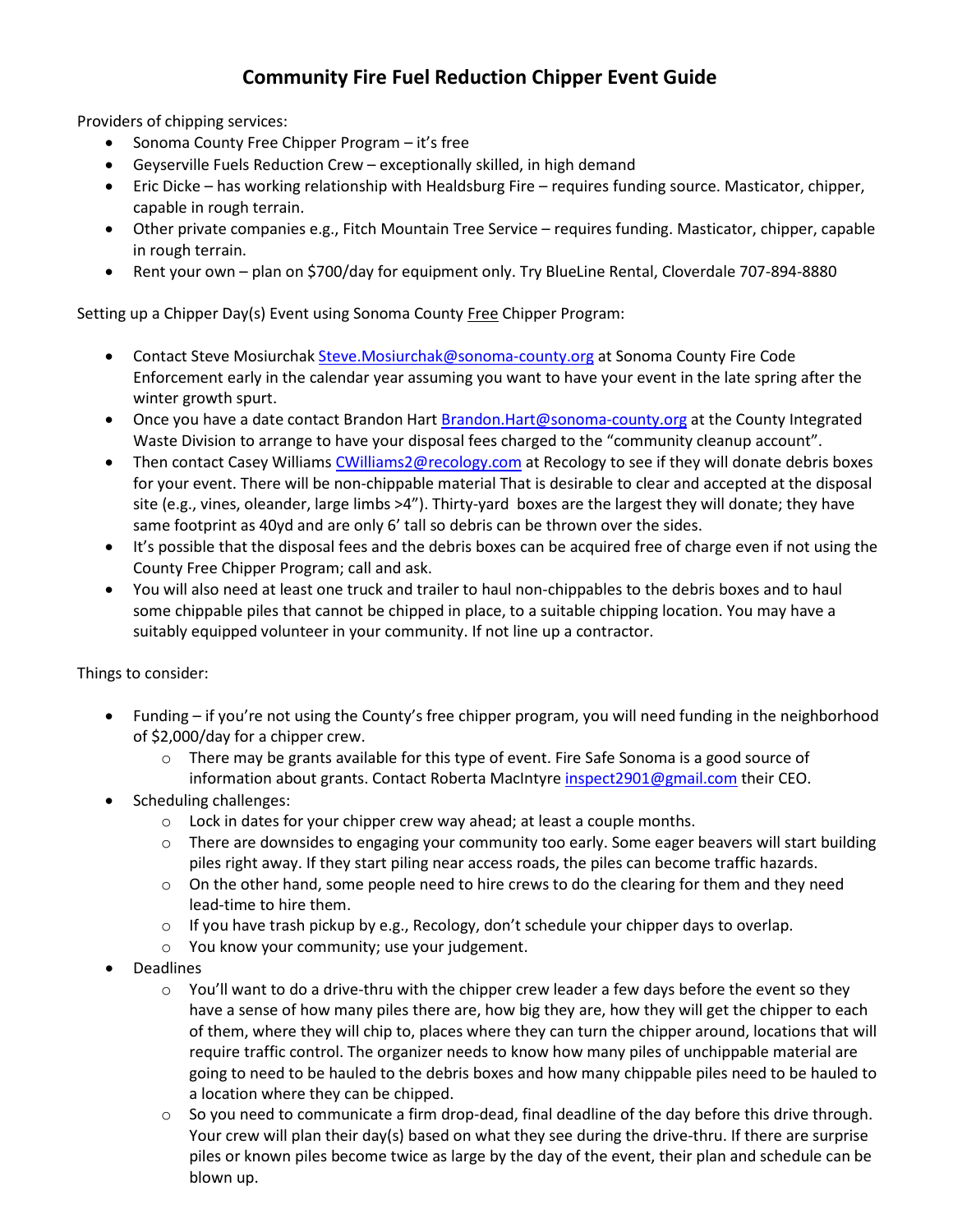# Community Fire Fuel Reduction Chipper Event Guide

Providers of chipping services:

- Sonoma County Free Chipper Program – it's free
- Geyserville Fuels Reduction Crew – exceptionally skilled, in high demand
- Eric Dicke – has working relationship with Healdsburg Fire – requires funding source. Masticator, chipper, capable in rough terrain.
- Other private companies e.g., Fitch Mountain Tree Service – requires funding. Masticator, chipper, capable in rough terrain.
- Rent your own – plan on $700/day for equipment only. Try BlueLine Rental, Cloverdale 707-894-8880

Setting up a Chipper Day(s) Event using Sonoma County <u>Free</u> Chipper Program:

- Contact Steve Mosiurchak [Steve.Mosiurchak@sonoma-county.org](mailto:Steve.Mosiurchak@sonoma-county.org) at Sonoma County Fire Code Enforcement early in the calendar year assuming you want to have your event in the late spring after the winter growth spurt.
- Once you have a date contact Brandon Hart [Brandon.Hart@sonoma-county.org](mailto:Brandon.Hart@sonoma-county.org) at the County Integrated Waste Division to arrange to have your disposal fees charged to the "community cleanup account".
- Then contact Casey Williams [CWilliams2@recology.com](mailto:CWilliams2@recology.com) at Recology to see if they will donate debris boxes for your event. There will be non-chippable material That is desirable to clear and accepted at the disposal site (e.g., vines, oleander, large limbs >4"). Thirty-yard boxes are the largest they will donate; they have same footprint as 40yd and are only 6' tall so debris can be thrown over the sides.
- It's possible that the disposal fees and the debris boxes can be acquired free of charge even if not using the County Free Chipper Program; call and ask.
- You will also need at least one truck and trailer to haul non-chippables to the debris boxes and to haul some chippable piles that cannot be chipped in place, to a suitable chipping location. You may have a suitably equipped volunteer in your community. If not line up a contractor.

Things to consider:

- Funding – if you're not using the County's free chipper program, you will need funding in the neighborhood of $2,000/day for a chipper crew.
  - There may be grants available for this type of event. Fire Safe Sonoma is a good source of information about grants. Contact Roberta MacIntyre [inspect2901@gmail.com](mailto:inspect2901@gmail.com) their CEO.
- Scheduling challenges:
  - Lock in dates for your chipper crew way ahead; at least a couple months.
  - There are downsides to engaging your community too early. Some eager beavers will start building piles right away. If they start piling near access roads, the piles can become traffic hazards.
  - On the other hand, some people need to hire crews to do the clearing for them and they need lead-time to hire them.
  - If you have trash pickup by e.g., Recology, don't schedule your chipper days to overlap.
  - You know your community; use your judgement.
- Deadlines
  - You'll want to do a drive-thru with the chipper crew leader a few days before the event so they have a sense of how many piles there are, how big they are, how they will get the chipper to each of them, where they will chip to, places where they can turn the chipper around, locations that will require traffic control. The organizer needs to know how many piles of unchippable material are going to need to be hauled to the debris boxes and how many chippable piles need to be hauled to a location where they can be chipped.
  - So you need to communicate a firm drop-dead, final deadline of the day before this drive through. Your crew will plan their day(s) based on what they see during the drive-thru. If there are surprise piles or known piles become twice as large by the day of the event, their plan and schedule can be blown up.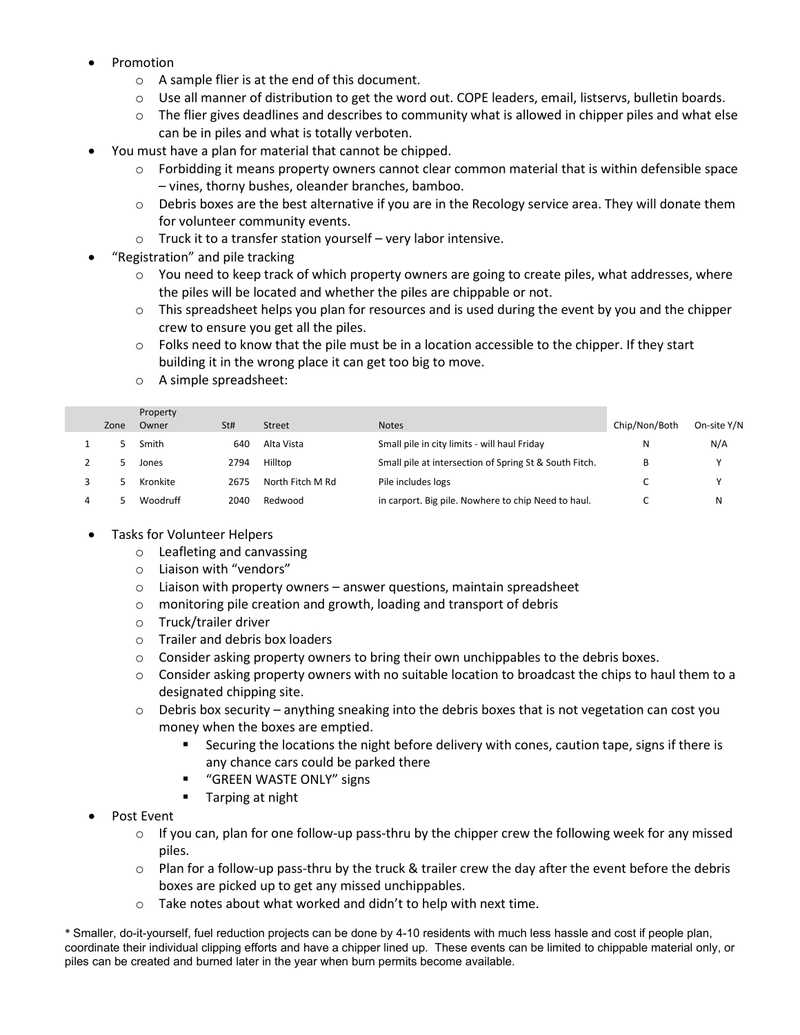- Promotion
  - A sample flier is at the end of this document.
  - Use all manner of distribution to get the word out. COPE leaders, email, listservs, bulletin boards.
  - The flier gives deadlines and describes to community what is allowed in chipper piles and what else can be in piles and what is totally verboten.
- You must have a plan for material that cannot be chipped.
  - Forbidding it means property owners cannot clear common material that is within defensible space – vines, thorny bushes, oleander branches, bamboo.
  - Debris boxes are the best alternative if you are in the Recology service area. They will donate them for volunteer community events.
  - Truck it to a transfer station yourself – very labor intensive.
- "Registration" and pile tracking
  - You need to keep track of which property owners are going to create piles, what addresses, where the piles will be located and whether the piles are chippable or not.
  - This spreadsheet helps you plan for resources and is used during the event by you and the chipper crew to ensure you get all the piles.
  - Folks need to know that the pile must be in a location accessible to the chipper. If they start building it in the wrong place it can get too big to move.
  - A simple spreadsheet:

| | Zone | Property Owner | St# | Street | Notes | Chip/Non/Both | On-site Y/N |
|---|---|---|---|---|---|---|---|
| 1 | 5 | Smith | 640 | Alta Vista | Small pile in city limits - will haul Friday | N | N/A |
| 2 | 5 | Jones | 2794 | Hilltop | Small pile at intersection of Spring St & South Fitch. | B | Y |
| 3 | 5 | Kronkite | 2675 | North Fitch M Rd | Pile includes logs | C | Y |
| 4 | 5 | Woodruff | 2040 | Redwood | in carport. Big pile. Nowhere to chip Need to haul. | C | N |

- Tasks for Volunteer Helpers
  - Leafleting and canvassing
  - Liaison with "vendors"
  - Liaison with property owners – answer questions, maintain spreadsheet
  - monitoring pile creation and growth, loading and transport of debris
  - Truck/trailer driver
  - Trailer and debris box loaders
  - Consider asking property owners to bring their own unchippables to the debris boxes.
  - Consider asking property owners with no suitable location to broadcast the chips to haul them to a designated chipping site.
  - Debris box security – anything sneaking into the debris boxes that is not vegetation can cost you money when the boxes are emptied.
    - Securing the locations the night before delivery with cones, caution tape, signs if there is any chance cars could be parked there
    - "GREEN WASTE ONLY" signs
    - Tarping at night
- Post Event
  - If you can, plan for one follow-up pass-thru by the chipper crew the following week for any missed piles.
  - Plan for a follow-up pass-thru by the truck & trailer crew the day after the event before the debris boxes are picked up to get any missed unchippables.
  - Take notes about what worked and didn't to help with next time.

* Smaller, do-it-yourself, fuel reduction projects can be done by 4-10 residents with much less hassle and cost if people plan, coordinate their individual clipping efforts and have a chipper lined up. These events can be limited to chippable material only, or piles can be created and burned later in the year when burn permits become available.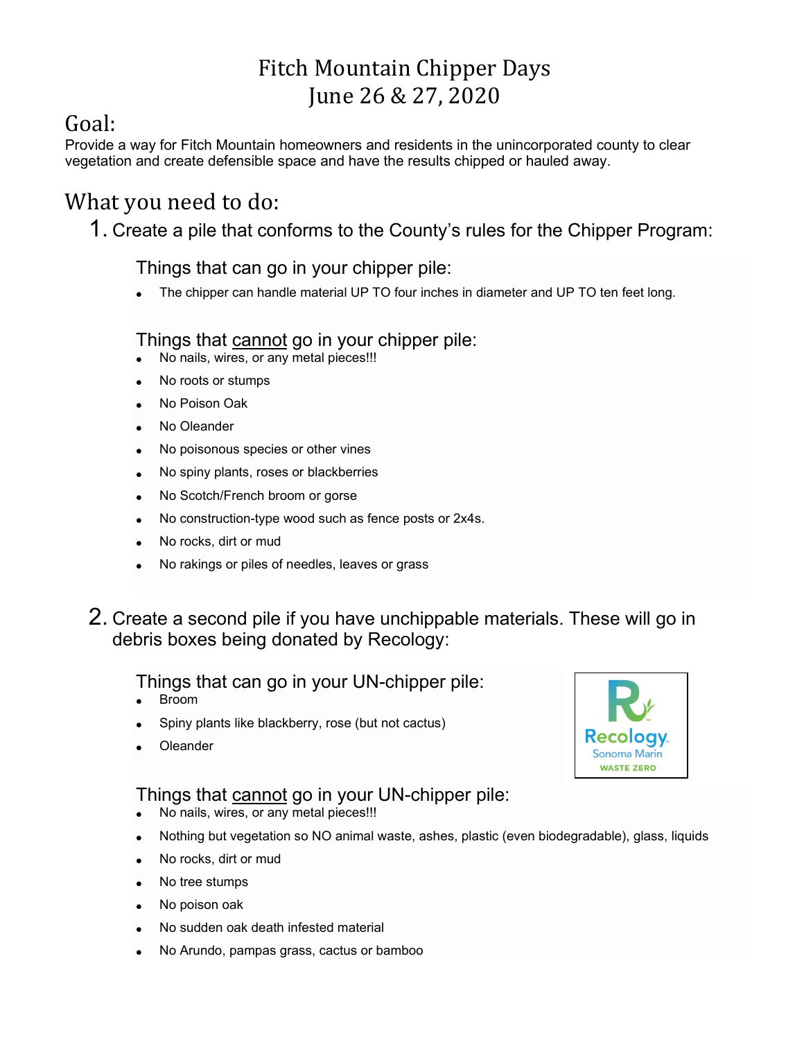# Fitch Mountain Chipper Days
# June 26 & 27, 2020

## Goal:

Provide a way for Fitch Mountain homeowners and residents in the unincorporated county to clear vegetation and create defensible space and have the results chipped or hauled away.

## What you need to do:

1. Create a pile that conforms to the County's rules for the Chipper Program:

### Things that can go in your chipper pile:

- The chipper can handle material UP TO four inches in diameter and UP TO ten feet long.

### Things that cannot go in your chipper pile:

- No nails, wires, or any metal pieces!!!
- No roots or stumps
- No Poison Oak
- No Oleander
- No poisonous species or other vines
- No spiny plants, roses or blackberries
- No Scotch/French broom or gorse
- No construction-type wood such as fence posts or 2x4s.
- No rocks, dirt or mud
- No rakings or piles of needles, leaves or grass

2. Create a second pile if you have unchippable materials. These will go in debris boxes being donated by Recology:

### Things that can go in your UN-chipper pile:

- Broom
- Spiny plants like blackberry, rose (but not cactus)
- Oleander

Recology Sonoma Marin WASTE ZERO

### Things that cannot go in your UN-chipper pile:

- No nails, wires, or any metal pieces!!!
- Nothing but vegetation so NO animal waste, ashes, plastic (even biodegradable), glass, liquids
- No rocks, dirt or mud
- No tree stumps
- No poison oak
- No sudden oak death infested material
- No Arundo, pampas grass, cactus or bamboo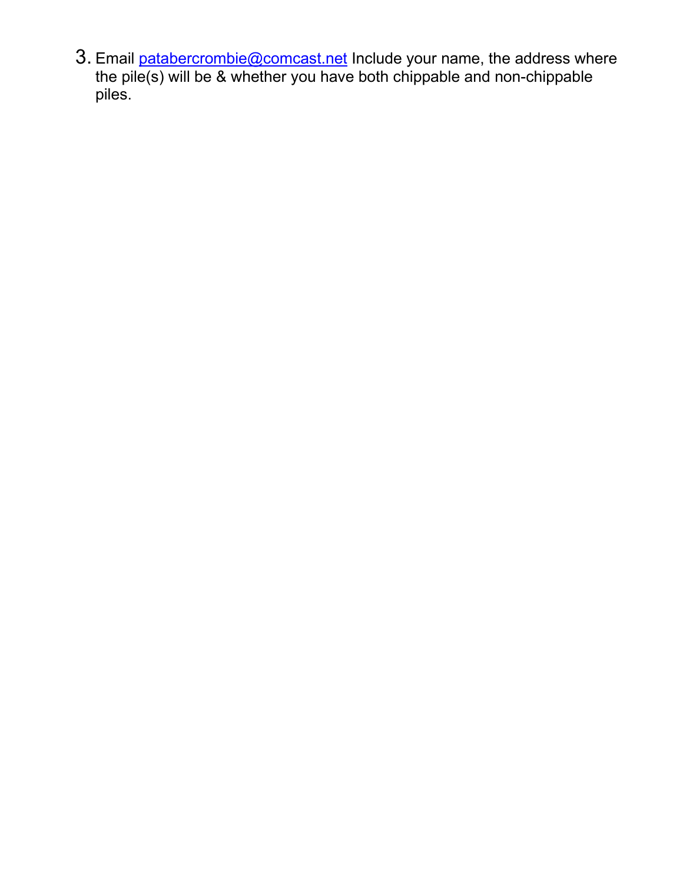3. Email [patabercrombie@comcast.net](mailto:patabercrombie@comcast.net) Include your name, the address where the pile(s) will be & whether you have both chippable and non-chippable piles.